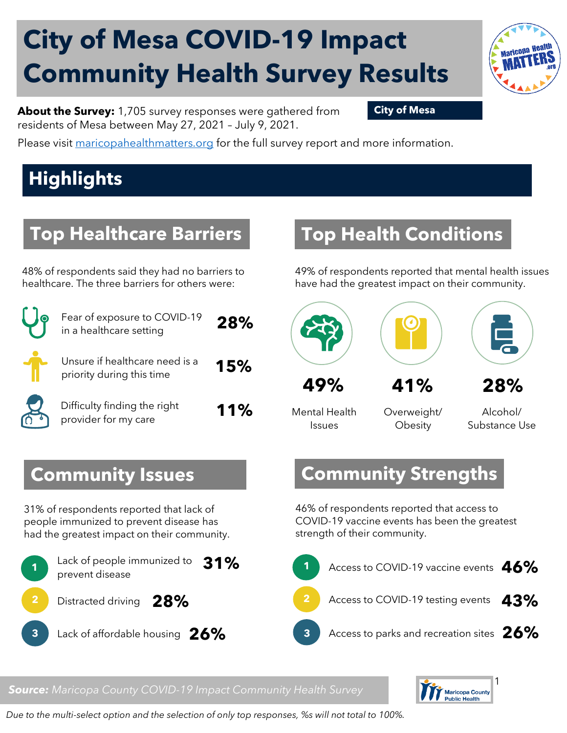# City of Mesa COVID-19 Impact Community Health Survey Results

**City of Mesa**

**About the Survey:** 1,705 survey responses were gathered from residents of Mesa between May 27, 2021 – July 9, 2021.

Please visit maricopahealthmatters.org for the full survey report and more information.

## Highlights

### Top Healthcare Barriers

48% of respondents said they had no barriers to healthcare. The three barriers for others were:

- Fear of exposure to COVID-19 in a healthcare setting **28%**
- Unsure if healthcare need is a priority during this time **15%**
- Difficulty finding the right provider for my care **11%**

### Top Health Conditions

49% of respondents reported that mental health issues have had the greatest impact on their community.

- **49%** Mental Health Issues
- **41%** Overweight/ Obesity
- **28%** Alcohol/ Substance Use

### Community Issues

31% of respondents reported that lack of people immunized to prevent disease has had the greatest impact on their community.

1. Lack of people immunized to prevent disease **31%**
2. Distracted driving **28%**
3. Lack of affordable housing **26%**

### Community Strengths

46% of respondents reported that access to COVID-19 vaccine events has been the greatest strength of their community.

1. Access to COVID-19 vaccine events **46%**
2. Access to COVID-19 testing events **43%**
3. Access to parks and recreation sites **26%**

***Source:*** *Maricopa County COVID-19 Impact Community Health Survey*

Maricopa County Public Health

*Due to the multi-select option and the selection of only top responses, %s will not total to 100%.*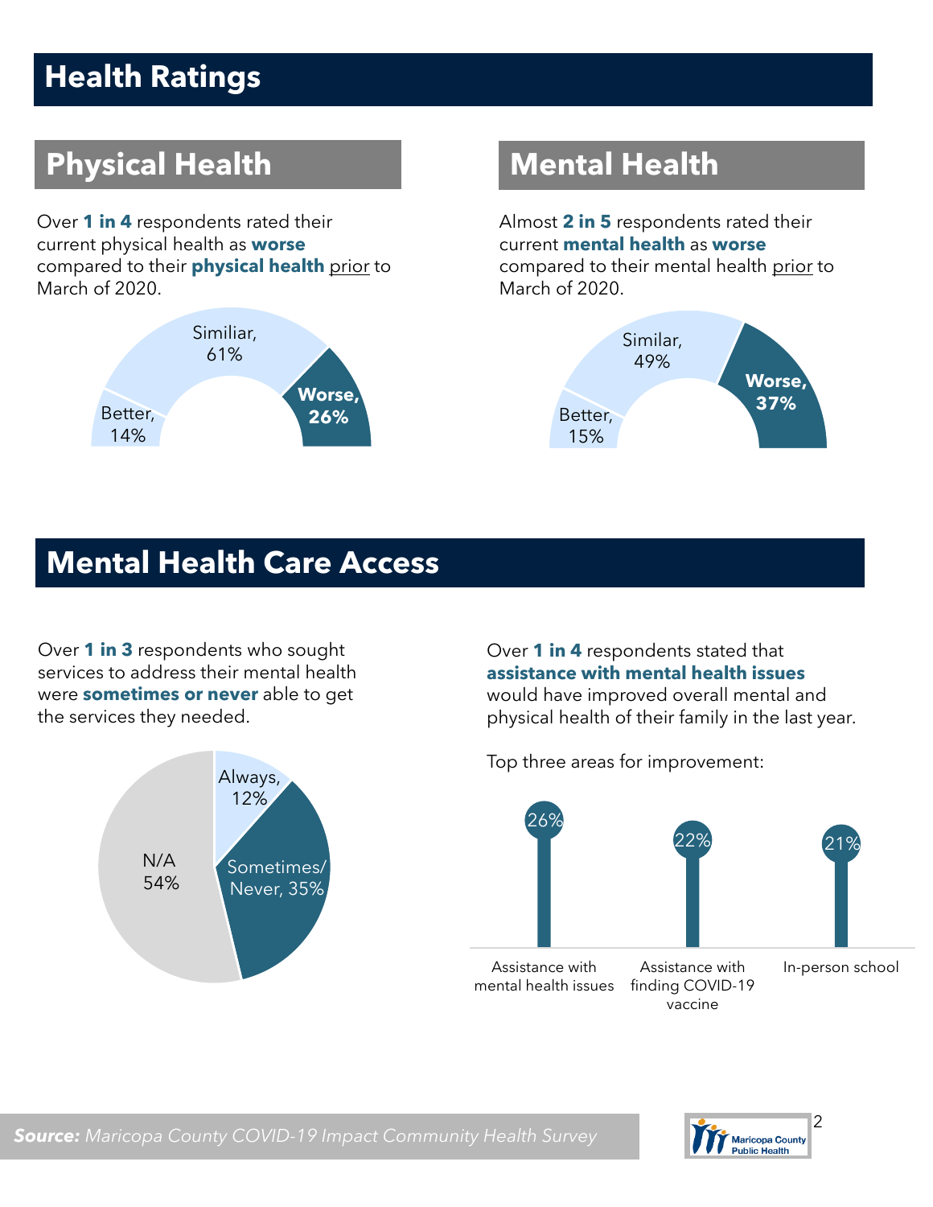# Health Ratings

## Physical Health

Over **1 in 4** respondents rated their current physical health as **worse** compared to their **physical health** prior to March of 2020.

Similiar, 61%

Better, 14%

**Worse, 26%**

## Mental Health

Almost **2 in 5** respondents rated their current **mental health** as **worse** compared to their mental health prior to March of 2020.

Similar, 49%

Better, 15%

**Worse, 37%**

# Mental Health Care Access

Over **1 in 3** respondents who sought services to address their mental health were **sometimes or never** able to get the services they needed.

Always, 12%

Sometimes/ Never, 35%

N/A 54%

Over **1 in 4** respondents stated that **assistance with mental health issues** would have improved overall mental and physical health of their family in the last year.

Top three areas for improvement:

| Area | Percent |
| --- | --- |
| Assistance with mental health issues | 26% |
| Assistance with finding COVID-19 vaccine | 22% |
| In-person school | 21% |

***Source:*** *Maricopa County COVID-19 Impact Community Health Survey*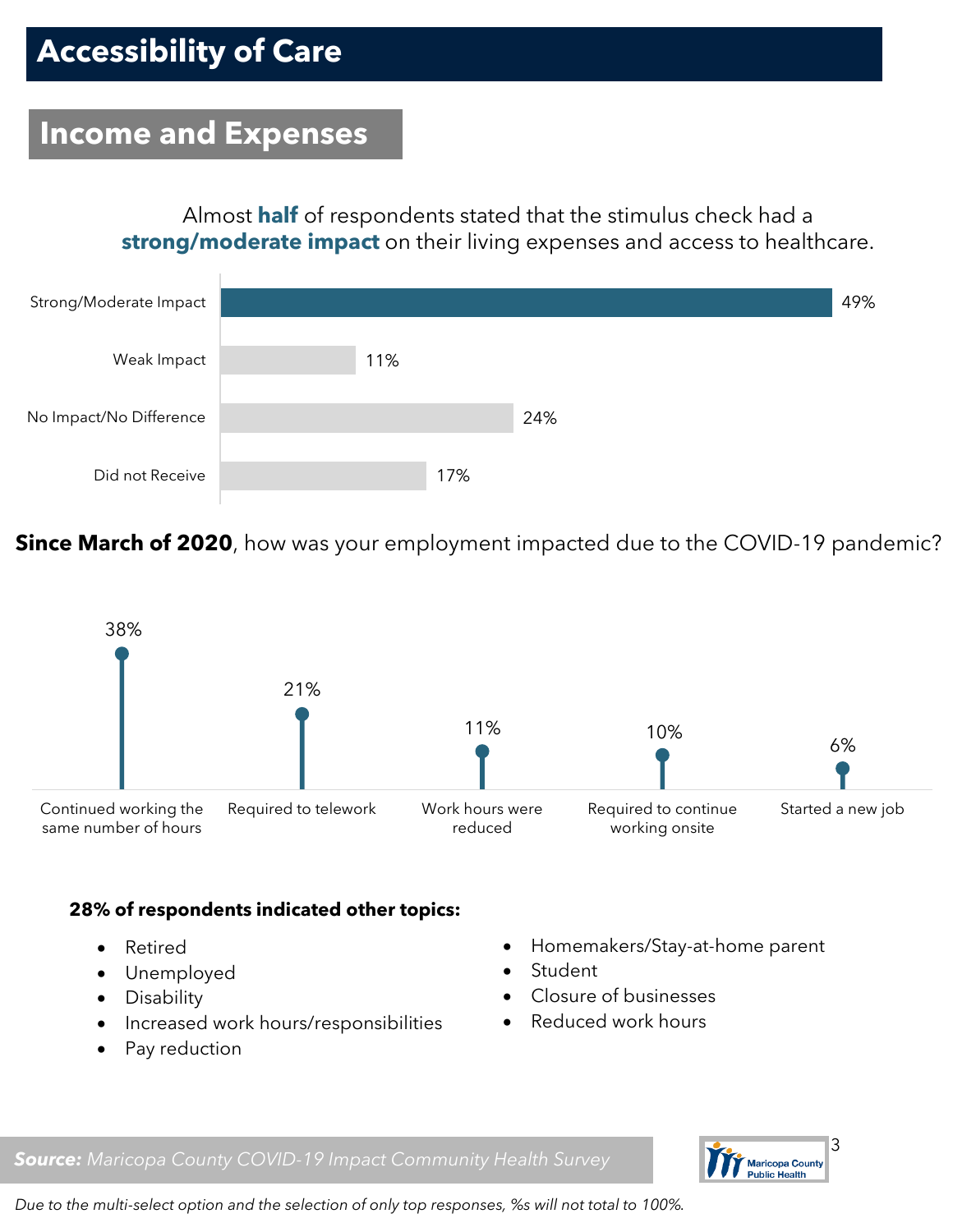# Accessibility of Care

## Income and Expenses

Almost **half** of respondents stated that the stimulus check had a **strong/moderate impact** on their living expenses and access to healthcare.

| Response | Percent |
| --- | --- |
| Strong/Moderate Impact | 49% |
| Weak Impact | 11% |
| No Impact/No Difference | 24% |
| Did not Receive | 17% |

**Since March of 2020**, how was your employment impacted due to the COVID-19 pandemic?

| Response | Percent |
| --- | --- |
| Continued working the same number of hours | 38% |
| Required to telework | 21% |
| Work hours were reduced | 11% |
| Required to continue working onsite | 10% |
| Started a new job | 6% |

**28% of respondents indicated other topics:**

- Retired
- Unemployed
- Disability
- Increased work hours/responsibilities
- Pay reduction
- Homemakers/Stay-at-home parent
- Student
- Closure of businesses
- Reduced work hours

***Source:*** *Maricopa County COVID-19 Impact Community Health Survey*

Maricopa County Public Health

*Due to the multi-select option and the selection of only top responses, %s will not total to 100%.*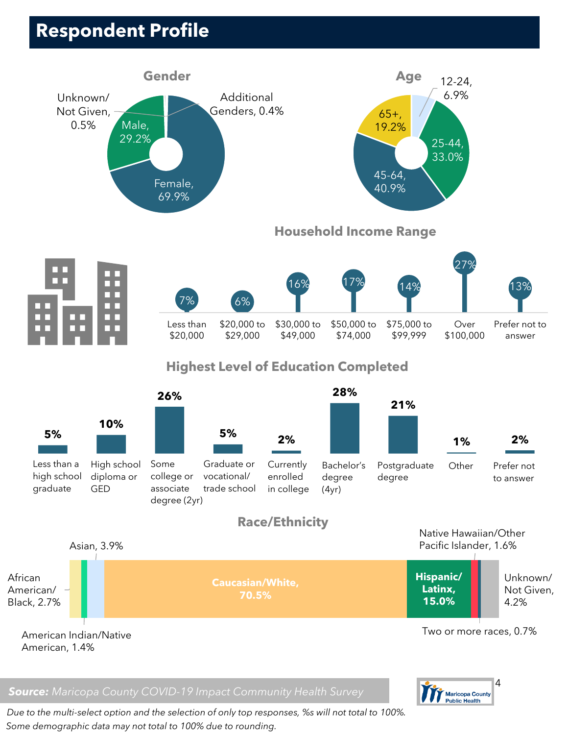# Respondent Profile

## Gender

Unknown/ Not Given, 0.5%

Additional Genders, 0.4%

Male, 29.2%

Female, 69.9%

## Age

12-24, 6.9%

65+, 19.2%

25-44, 33.0%

45-64, 40.9%

## Household Income Range

7%
Less than $20,000

6%
$20,000 to $29,000

16%
$30,000 to $49,000

17%
$50,000 to $74,000

14%
$75,000 to $99,999

27%
Over $100,000

13%
Prefer not to answer

## Highest Level of Education Completed

5%
Less than a high school graduate

10%
High school diploma or GED

26%
Some college or associate degree (2yr)

5%
Graduate or vocational/ trade school

2%
Currently enrolled in college

28%
Bachelor's degree (4yr)

21%
Postgraduate degree

1%
Other

2%
Prefer not to answer

## Race/Ethnicity

African American/ Black, 2.7%

American Indian/Native American, 1.4%

Asian, 3.9%

Caucasian/White, 70.5%

Hispanic/ Latinx, 15.0%

Native Hawaiian/Other Pacific Islander, 1.6%

Two or more races, 0.7%

Unknown/ Not Given, 4.2%

***Source:*** *Maricopa County COVID-19 Impact Community Health Survey*

Maricopa County Public Health

*Due to the multi-select option and the selection of only top responses, %s will not total to 100%. Some demographic data may not total to 100% due to rounding.*